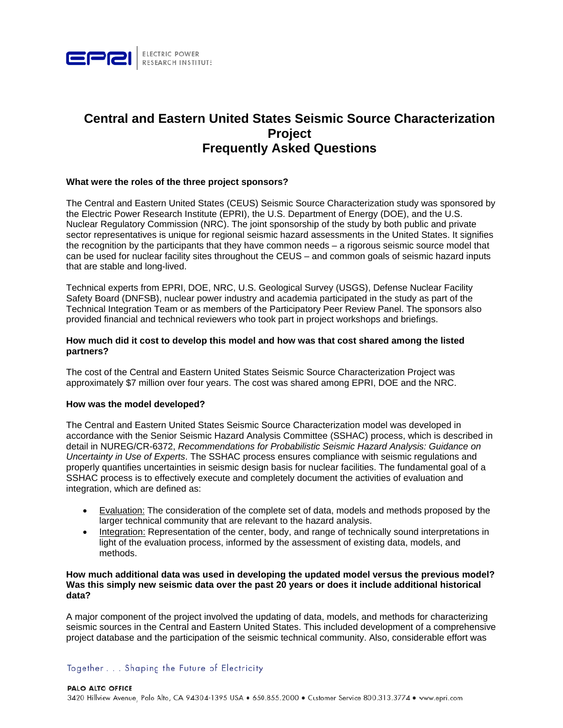# Central and Eastern United States Seismic Source Characterization Project
# Frequently Asked Questions

**What were the roles of the three project sponsors?**

The Central and Eastern United States (CEUS) Seismic Source Characterization study was sponsored by the Electric Power Research Institute (EPRI), the U.S. Department of Energy (DOE), and the U.S. Nuclear Regulatory Commission (NRC). The joint sponsorship of the study by both public and private sector representatives is unique for regional seismic hazard assessments in the United States. It signifies the recognition by the participants that they have common needs – a rigorous seismic source model that can be used for nuclear facility sites throughout the CEUS – and common goals of seismic hazard inputs that are stable and long-lived.

Technical experts from EPRI, DOE, NRC, U.S. Geological Survey (USGS), Defense Nuclear Facility Safety Board (DNFSB), nuclear power industry and academia participated in the study as part of the Technical Integration Team or as members of the Participatory Peer Review Panel. The sponsors also provided financial and technical reviewers who took part in project workshops and briefings.

**How much did it cost to develop this model and how was that cost shared among the listed partners?**

The cost of the Central and Eastern United States Seismic Source Characterization Project was approximately $7 million over four years. The cost was shared among EPRI, DOE and the NRC.

**How was the model developed?**

The Central and Eastern United States Seismic Source Characterization model was developed in accordance with the Senior Seismic Hazard Analysis Committee (SSHAC) process, which is described in detail in NUREG/CR-6372, *Recommendations for Probabilistic Seismic Hazard Analysis: Guidance on Uncertainty in Use of Experts*. The SSHAC process ensures compliance with seismic regulations and properly quantifies uncertainties in seismic design basis for nuclear facilities. The fundamental goal of a SSHAC process is to effectively execute and completely document the activities of evaluation and integration, which are defined as:

- Evaluation: The consideration of the complete set of data, models and methods proposed by the larger technical community that are relevant to the hazard analysis.
- Integration: Representation of the center, body, and range of technically sound interpretations in light of the evaluation process, informed by the assessment of existing data, models, and methods.

**How much additional data was used in developing the updated model versus the previous model? Was this simply new seismic data over the past 20 years or does it include additional historical data?**

A major component of the project involved the updating of data, models, and methods for characterizing seismic sources in the Central and Eastern United States. This included development of a comprehensive project database and the participation of the seismic technical community. Also, considerable effort was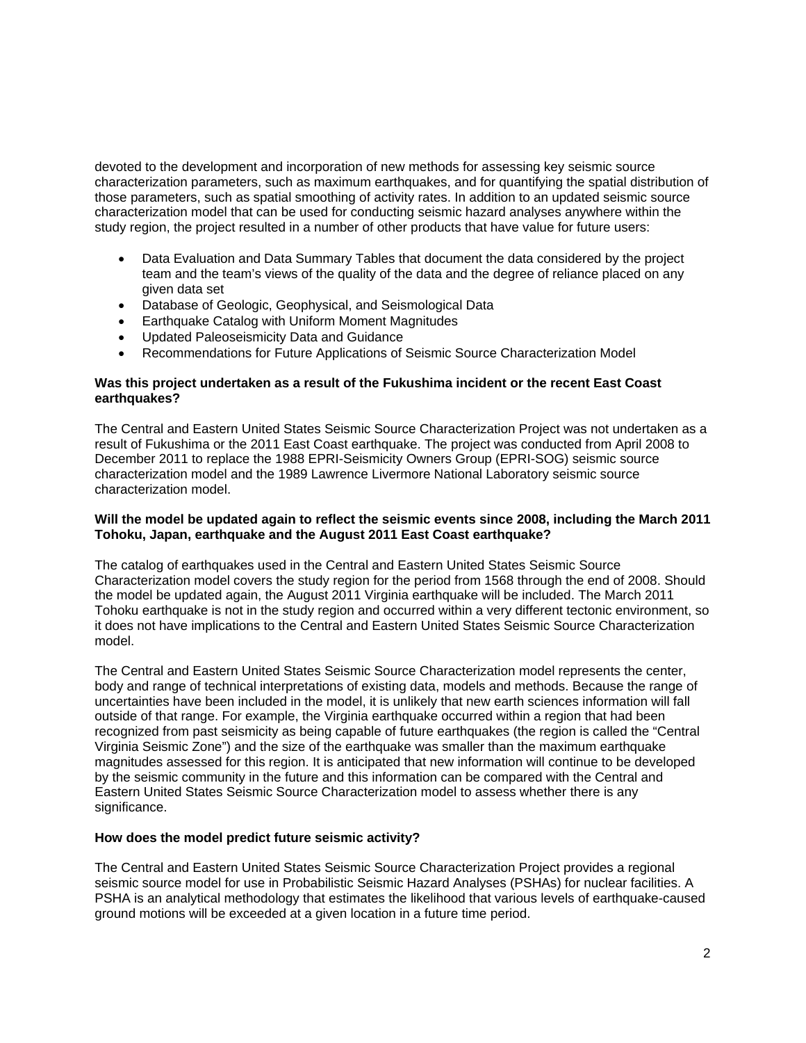devoted to the development and incorporation of new methods for assessing key seismic source characterization parameters, such as maximum earthquakes, and for quantifying the spatial distribution of those parameters, such as spatial smoothing of activity rates. In addition to an updated seismic source characterization model that can be used for conducting seismic hazard analyses anywhere within the study region, the project resulted in a number of other products that have value for future users:

- Data Evaluation and Data Summary Tables that document the data considered by the project team and the team's views of the quality of the data and the degree of reliance placed on any given data set
- Database of Geologic, Geophysical, and Seismological Data
- Earthquake Catalog with Uniform Moment Magnitudes
- Updated Paleoseismicity Data and Guidance
- Recommendations for Future Applications of Seismic Source Characterization Model

**Was this project undertaken as a result of the Fukushima incident or the recent East Coast earthquakes?**

The Central and Eastern United States Seismic Source Characterization Project was not undertaken as a result of Fukushima or the 2011 East Coast earthquake. The project was conducted from April 2008 to December 2011 to replace the 1988 EPRI-Seismicity Owners Group (EPRI-SOG) seismic source characterization model and the 1989 Lawrence Livermore National Laboratory seismic source characterization model.

**Will the model be updated again to reflect the seismic events since 2008, including the March 2011 Tohoku, Japan, earthquake and the August 2011 East Coast earthquake?**

The catalog of earthquakes used in the Central and Eastern United States Seismic Source Characterization model covers the study region for the period from 1568 through the end of 2008. Should the model be updated again, the August 2011 Virginia earthquake will be included. The March 2011 Tohoku earthquake is not in the study region and occurred within a very different tectonic environment, so it does not have implications to the Central and Eastern United States Seismic Source Characterization model.

The Central and Eastern United States Seismic Source Characterization model represents the center, body and range of technical interpretations of existing data, models and methods. Because the range of uncertainties have been included in the model, it is unlikely that new earth sciences information will fall outside of that range. For example, the Virginia earthquake occurred within a region that had been recognized from past seismicity as being capable of future earthquakes (the region is called the "Central Virginia Seismic Zone") and the size of the earthquake was smaller than the maximum earthquake magnitudes assessed for this region. It is anticipated that new information will continue to be developed by the seismic community in the future and this information can be compared with the Central and Eastern United States Seismic Source Characterization model to assess whether there is any significance.

**How does the model predict future seismic activity?**

The Central and Eastern United States Seismic Source Characterization Project provides a regional seismic source model for use in Probabilistic Seismic Hazard Analyses (PSHAs) for nuclear facilities. A PSHA is an analytical methodology that estimates the likelihood that various levels of earthquake-caused ground motions will be exceeded at a given location in a future time period.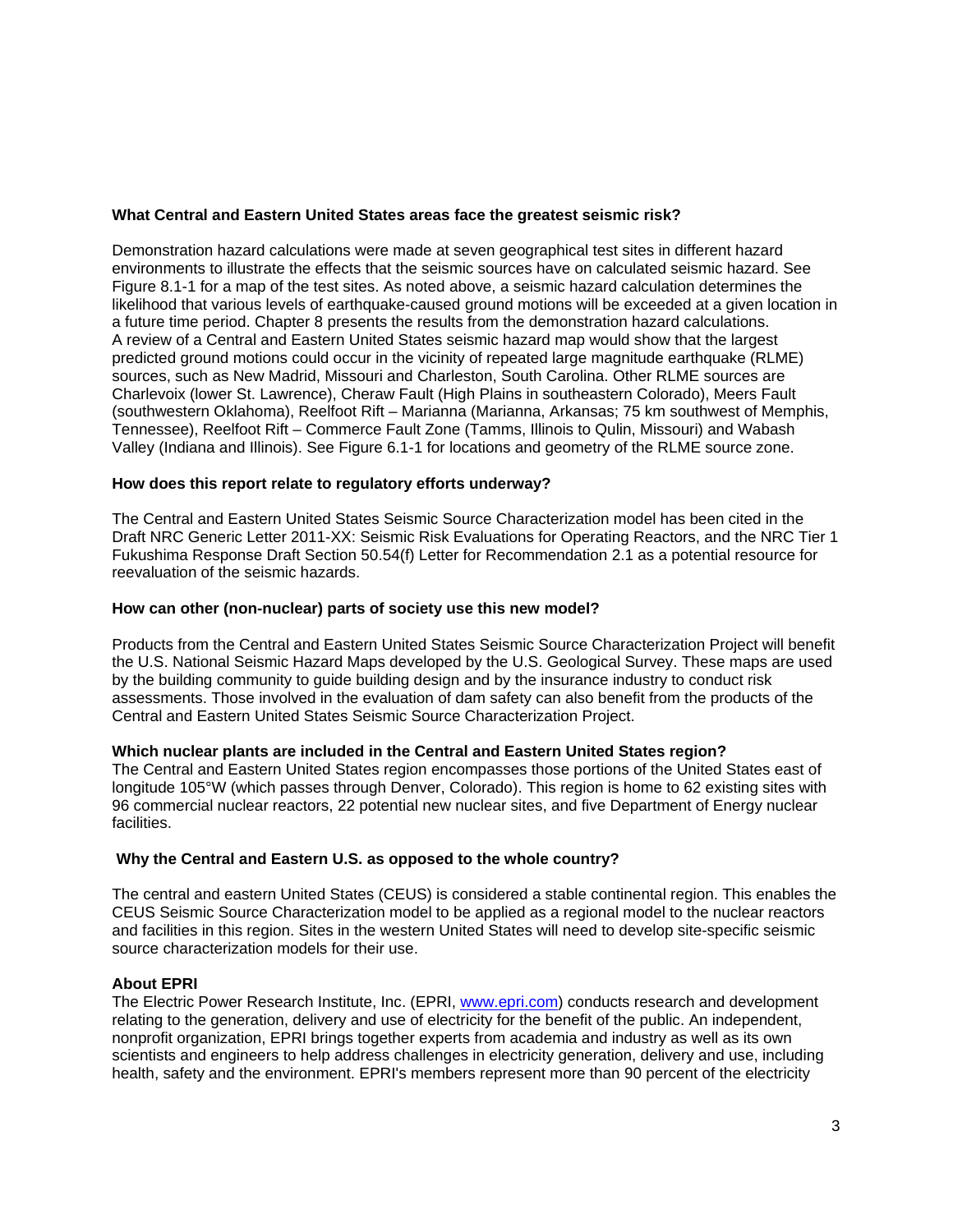**What Central and Eastern United States areas face the greatest seismic risk?**

Demonstration hazard calculations were made at seven geographical test sites in different hazard environments to illustrate the effects that the seismic sources have on calculated seismic hazard. See Figure 8.1-1 for a map of the test sites. As noted above, a seismic hazard calculation determines the likelihood that various levels of earthquake-caused ground motions will be exceeded at a given location in a future time period. Chapter 8 presents the results from the demonstration hazard calculations. A review of a Central and Eastern United States seismic hazard map would show that the largest predicted ground motions could occur in the vicinity of repeated large magnitude earthquake (RLME) sources, such as New Madrid, Missouri and Charleston, South Carolina. Other RLME sources are Charlevoix (lower St. Lawrence), Cheraw Fault (High Plains in southeastern Colorado), Meers Fault (southwestern Oklahoma), Reelfoot Rift – Marianna (Marianna, Arkansas; 75 km southwest of Memphis, Tennessee), Reelfoot Rift – Commerce Fault Zone (Tamms, Illinois to Qulin, Missouri) and Wabash Valley (Indiana and Illinois). See Figure 6.1-1 for locations and geometry of the RLME source zone.

**How does this report relate to regulatory efforts underway?**

The Central and Eastern United States Seismic Source Characterization model has been cited in the Draft NRC Generic Letter 2011-XX: Seismic Risk Evaluations for Operating Reactors, and the NRC Tier 1 Fukushima Response Draft Section 50.54(f) Letter for Recommendation 2.1 as a potential resource for reevaluation of the seismic hazards.

**How can other (non-nuclear) parts of society use this new model?**

Products from the Central and Eastern United States Seismic Source Characterization Project will benefit the U.S. National Seismic Hazard Maps developed by the U.S. Geological Survey. These maps are used by the building community to guide building design and by the insurance industry to conduct risk assessments. Those involved in the evaluation of dam safety can also benefit from the products of the Central and Eastern United States Seismic Source Characterization Project.

**Which nuclear plants are included in the Central and Eastern United States region?**

The Central and Eastern United States region encompasses those portions of the United States east of longitude 105°W (which passes through Denver, Colorado). This region is home to 62 existing sites with 96 commercial nuclear reactors, 22 potential new nuclear sites, and five Department of Energy nuclear facilities.

**Why the Central and Eastern U.S. as opposed to the whole country?**

The central and eastern United States (CEUS) is considered a stable continental region. This enables the CEUS Seismic Source Characterization model to be applied as a regional model to the nuclear reactors and facilities in this region. Sites in the western United States will need to develop site-specific seismic source characterization models for their use.

**About EPRI**

The Electric Power Research Institute, Inc. (EPRI, www.epri.com) conducts research and development relating to the generation, delivery and use of electricity for the benefit of the public. An independent, nonprofit organization, EPRI brings together experts from academia and industry as well as its own scientists and engineers to help address challenges in electricity generation, delivery and use, including health, safety and the environment. EPRI's members represent more than 90 percent of the electricity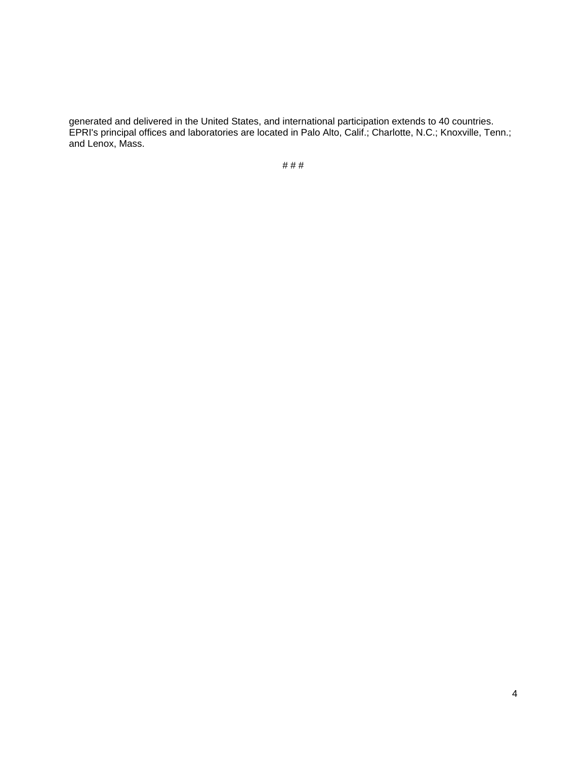generated and delivered in the United States, and international participation extends to 40 countries. EPRI's principal offices and laboratories are located in Palo Alto, Calif.; Charlotte, N.C.; Knoxville, Tenn.; and Lenox, Mass.

# # #